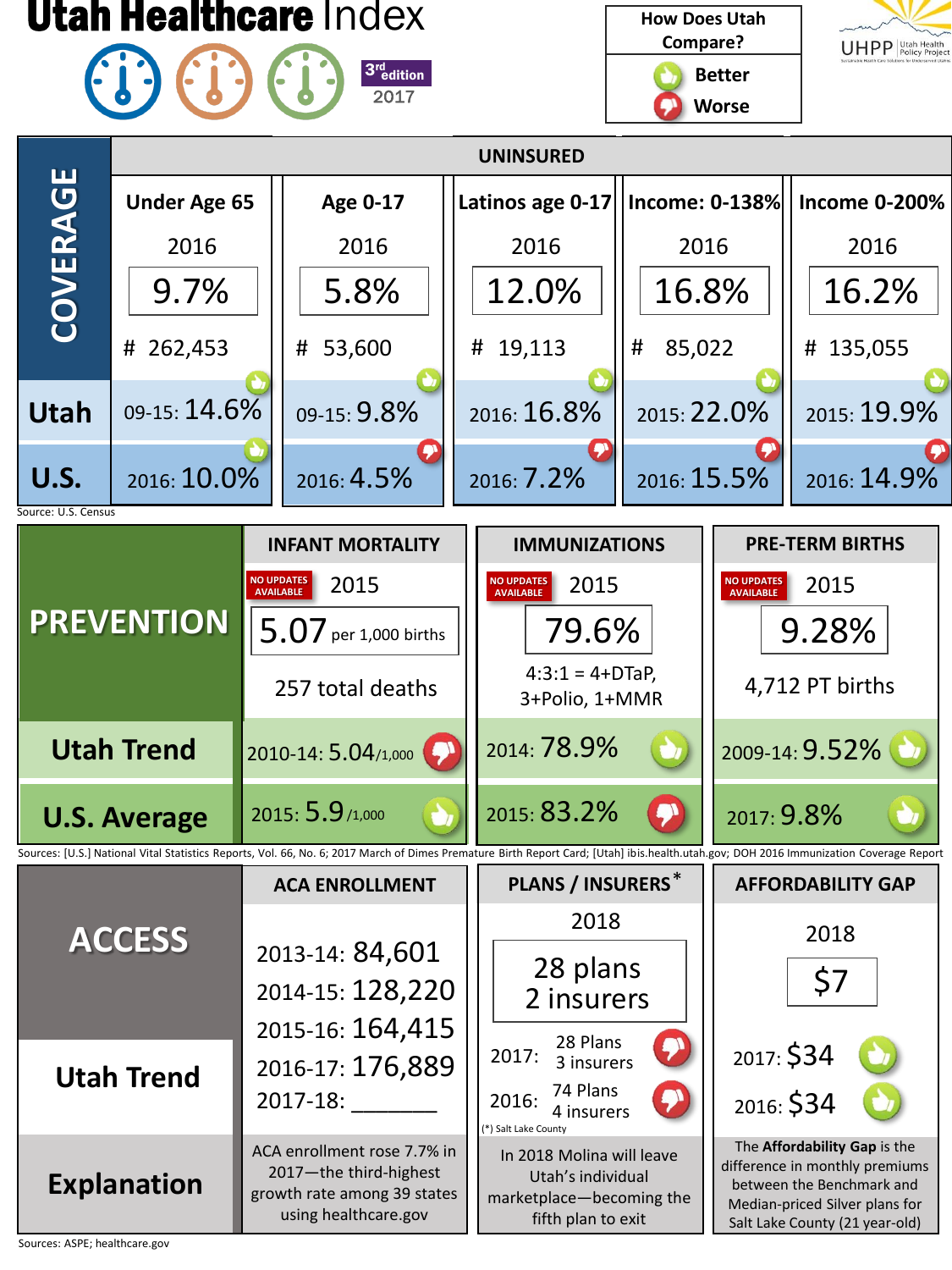# Utah Healthcare Index

3rd edition 2017

UHPP Utah Health Policy Project

| How Does Utah Compare? |
|---|
| Better (thumbs up) |
| Worse (thumbs down) |

## COVERAGE

### UNINSURED

| | Under Age 65 | Age 0-17 | Latinos age 0-17 | Income: 0-138% | Income 0-200% |
|---|---|---|---|---|---|
| | 2016 | 2016 | 2016 | 2016 | 2016 |
| | 9.7% | 5.8% | 12.0% | 16.8% | 16.2% |
| | # 262,453 | # 53,600 | # 19,113 | # 85,022 | # 135,055 |
| Utah | 09-15: 14.6% (Better) | 09-15: 9.8% (Better) | 2016: 16.8% (Better) | 2015: 22.0% (Better) | 2015: 19.9% (Better) |
| U.S. | 2016: 10.0% (Better) | 2016: 4.5% (Worse) | 2016: 7.2% (Worse) | 2016: 15.5% (Worse) | 2016: 14.9% (Worse) |

Source: U.S. Census

## PREVENTION

| | INFANT MORTALITY | IMMUNIZATIONS | PRE-TERM BIRTHS |
|---|---|---|---|
| | NO UPDATES AVAILABLE 2015 | NO UPDATES AVAILABLE 2015 | NO UPDATES AVAILABLE 2015 |
| | 5.07 per 1,000 births | 79.6% | 9.28% |
| | 257 total deaths | 4:3:1 = 4+DTaP, 3+Polio, 1+MMR | 4,712 PT births |
| Utah Trend | 2010-14: 5.04/1,000 (Worse) | 2014: 78.9% (Better) | 2009-14: 9.52% (Better) |
| U.S. Average | 2015: 5.9/1,000 (Better) | 2015: 83.2% (Worse) | 2017: 9.8% (Better) |

Sources: [U.S.] National Vital Statistics Reports, Vol. 66, No. 6; 2017 March of Dimes Premature Birth Report Card; [Utah] ibis.health.utah.gov; DOH 2016 Immunization Coverage Report

## ACCESS

| | ACA ENROLLMENT | PLANS / INSURERS* | AFFORDABILITY GAP |
|---|---|---|---|
| | 2013-14: 84,601<br>2014-15: 128,220<br>2015-16: 164,415<br>2016-17: 176,889<br>2017-18: ________ | 2018<br>28 plans<br>2 insurers | 2018<br>$7 |
| Utah Trend | | 2017: 28 Plans, 3 insurers (Worse)<br>2016: 74 Plans, 4 insurers (Worse)<br>(*) Salt Lake County | 2017: $34 (Better)<br>2016: $34 (Better) |
| Explanation | ACA enrollment rose 7.7% in 2017—the third-highest growth rate among 39 states using healthcare.gov | In 2018 Molina will leave Utah's individual marketplace—becoming the fifth plan to exit | The **Affordability Gap** is the difference in monthly premiums between the Benchmark and Median-priced Silver plans for Salt Lake County (21 year-old) |

Sources: ASPE; healthcare.gov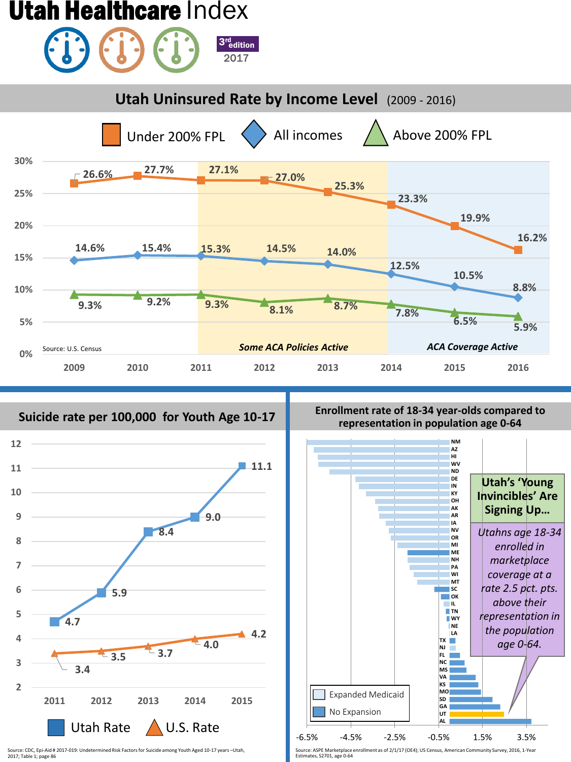# Utah Healthcare Index

3rd edition
2017

## Utah Uninsured Rate by Income Level (2009 - 2016)

Under 200% FPL
All incomes
Above 200% FPL

30%
25%
20%
15%
10%
5%
0%

26.6%
27.7%
27.1%
27.0%
25.3%
23.3%
19.9%
16.2%

14.6%
15.4%
15.3%
14.5%
14.0%
12.5%
10.5%
8.8%

9.3%
9.2%
9.3%
8.1%
8.7%
7.8%
6.5%
5.9%

Source: U.S. Census

*Some ACA Policies Active*

*ACA Coverage Active*

2009 2010 2011 2012 2013 2014 2015 2016

## Suicide rate per 100,000 for Youth Age 10-17

12
11
10
9
8
7
6
5
4
3
2

4.7
5.9
8.4
9.0
11.1

3.4
3.5
3.7
4.0
4.2

2011 2012 2013 2014 2015

Utah Rate
U.S. Rate

Source: CDC, Epi-Aid # 2017-019: Undetermined Risk Factors for Suicide among Youth Aged 10-17 years –Utah, 2017; Table 1; page 86

## Enrollment rate of 18-34 year-olds compared to representation in population age 0-64

NM
AZ
HI
WV
ND
DE
IN
KY
OH
AK
AR
IA
NV
OR
MI
ME
NH
PA
WI
MT
SC
OK
IL
TN
WY
NE
LA
TX
NJ
FL
NC
MS
VA
KS
MO
SD
GA
UT
AL

Expanded Medicaid
No Expansion

-6.5% -4.5% -2.5% -0.5% 1.5% 3.5%

**Utah's 'Young Invincibles' Are Signing Up…**

*Utahns age 18-34 enrolled in marketplace coverage at a rate 2.5 pct. pts. above their representation in the population age 0-64.*

Source: ASPE Marketplace enrollment as of 2/1/17 (OE4); US Census, American Community Survey, 2016, 1-Year Estimates, S2701, age 0-64